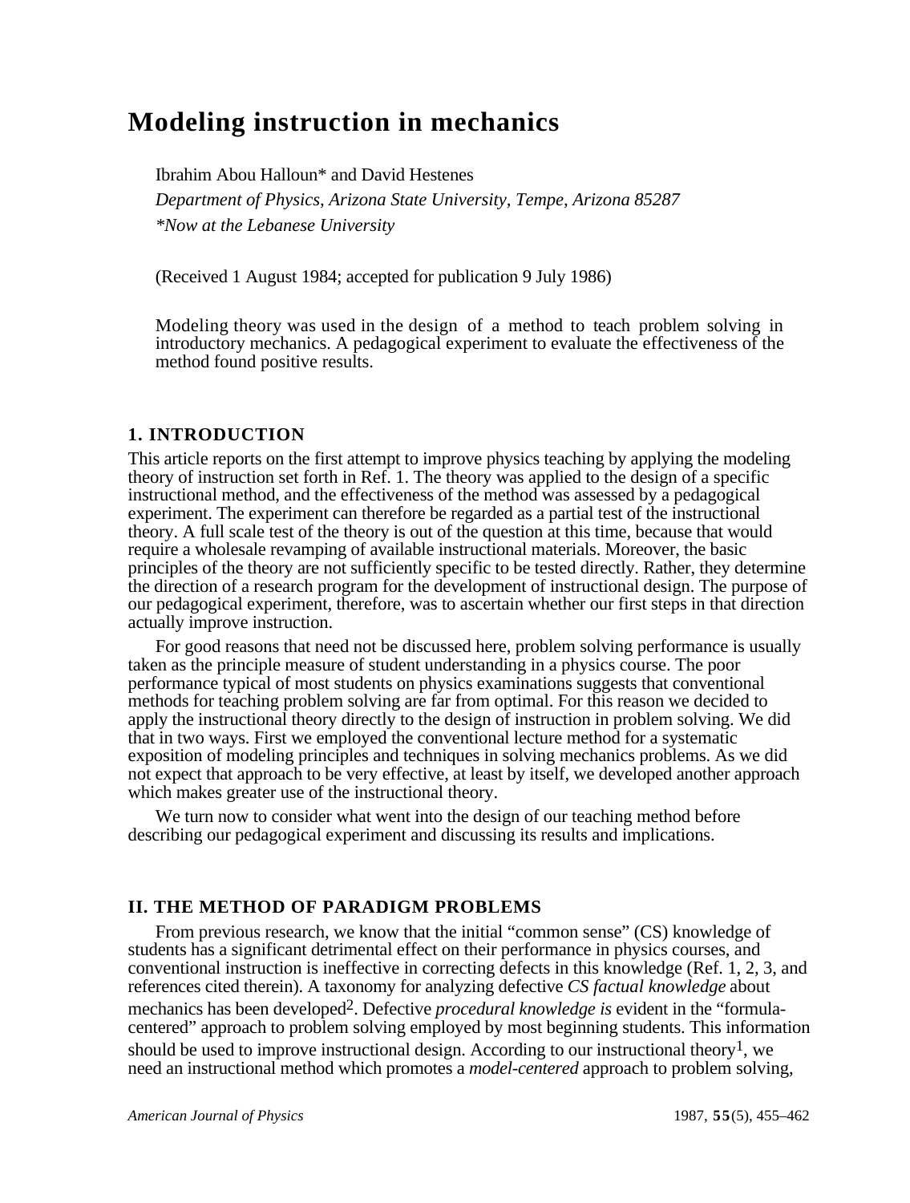# Modeling instruction in mechanics

Ibrahim Abou Halloun* and David Hestenes

*Department of Physics, Arizona State University, Tempe, Arizona 85287*

*\*Now at the Lebanese University*

(Received 1 August 1984; accepted for publication 9 July 1986)

Modeling theory was used in the design of a method to teach problem solving in introductory mechanics. A pedagogical experiment to evaluate the effectiveness of the method found positive results.

## 1. INTRODUCTION

This article reports on the first attempt to improve physics teaching by applying the modeling theory of instruction set forth in Ref. 1. The theory was applied to the design of a specific instructional method, and the effectiveness of the method was assessed by a pedagogical experiment. The experiment can therefore be regarded as a partial test of the instructional theory. A full scale test of the theory is out of the question at this time, because that would require a wholesale revamping of available instructional materials. Moreover, the basic principles of the theory are not sufficiently specific to be tested directly. Rather, they determine the direction of a research program for the development of instructional design. The purpose of our pedagogical experiment, therefore, was to ascertain whether our first steps in that direction actually improve instruction.

For good reasons that need not be discussed here, problem solving performance is usually taken as the principle measure of student understanding in a physics course. The poor performance typical of most students on physics examinations suggests that conventional methods for teaching problem solving are far from optimal. For this reason we decided to apply the instructional theory directly to the design of instruction in problem solving. We did that in two ways. First we employed the conventional lecture method for a systematic exposition of modeling principles and techniques in solving mechanics problems. As we did not expect that approach to be very effective, at least by itself, we developed another approach which makes greater use of the instructional theory.

We turn now to consider what went into the design of our teaching method before describing our pedagogical experiment and discussing its results and implications.

## II. THE METHOD OF PARADIGM PROBLEMS

From previous research, we know that the initial "common sense" (CS) knowledge of students has a significant detrimental effect on their performance in physics courses, and conventional instruction is ineffective in correcting defects in this knowledge (Ref. 1, 2, 3, and references cited therein). A taxonomy for analyzing defective *CS factual knowledge* about mechanics has been developed[2]. Defective *procedural knowledge is* evident in the "formula-centered" approach to problem solving employed by most beginning students. This information should be used to improve instructional design. According to our instructional theory[1], we need an instructional method which promotes a *model-centered* approach to problem solving,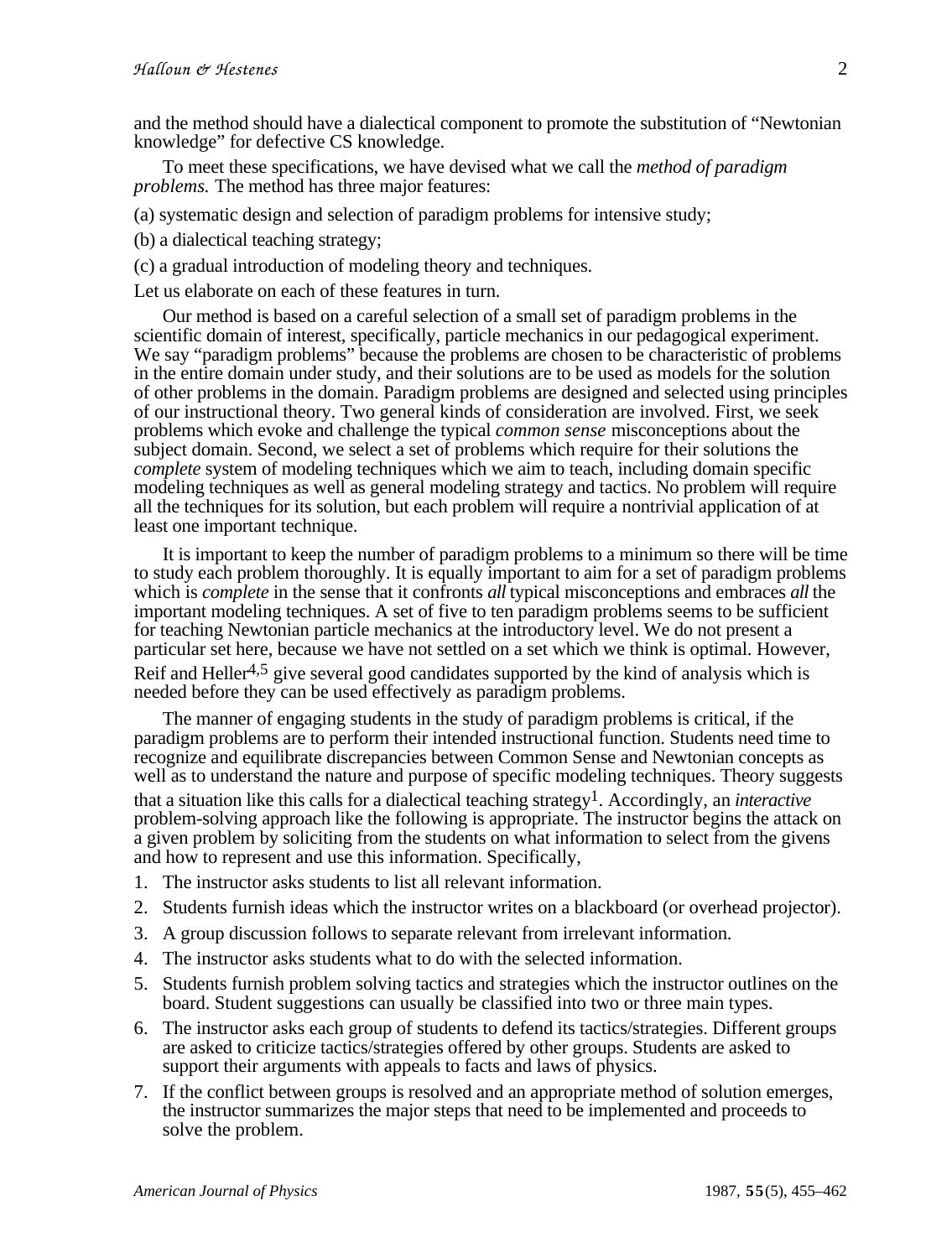and the method should have a dialectical component to promote the substitution of "Newtonian knowledge" for defective CS knowledge.

To meet these specifications, we have devised what we call the *method of paradigm problems.* The method has three major features:

(a) systematic design and selection of paradigm problems for intensive study;

(b) a dialectical teaching strategy;

(c) a gradual introduction of modeling theory and techniques.

Let us elaborate on each of these features in turn.

Our method is based on a careful selection of a small set of paradigm problems in the scientific domain of interest, specifically, particle mechanics in our pedagogical experiment. We say "paradigm problems" because the problems are chosen to be characteristic of problems in the entire domain under study, and their solutions are to be used as models for the solution of other problems in the domain. Paradigm problems are designed and selected using principles of our instructional theory. Two general kinds of consideration are involved. First, we seek problems which evoke and challenge the typical *common sense* misconceptions about the subject domain. Second, we select a set of problems which require for their solutions the *complete* system of modeling techniques which we aim to teach, including domain specific modeling techniques as well as general modeling strategy and tactics. No problem will require all the techniques for its solution, but each problem will require a nontrivial application of at least one important technique.

It is important to keep the number of paradigm problems to a minimum so there will be time to study each problem thoroughly. It is equally important to aim for a set of paradigm problems which is *complete* in the sense that it confronts *all* typical misconceptions and embraces *all* the important modeling techniques. A set of five to ten paradigm problems seems to be sufficient for teaching Newtonian particle mechanics at the introductory level. We do not present a particular set here, because we have not settled on a set which we think is optimal. However, Reif and Heller[4,5] give several good candidates supported by the kind of analysis which is needed before they can be used effectively as paradigm problems.

The manner of engaging students in the study of paradigm problems is critical, if the paradigm problems are to perform their intended instructional function. Students need time to recognize and equilibrate discrepancies between Common Sense and Newtonian concepts as well as to understand the nature and purpose of specific modeling techniques. Theory suggests that a situation like this calls for a dialectical teaching strategy[1]. Accordingly, an *interactive* problem-solving approach like the following is appropriate. The instructor begins the attack on a given problem by soliciting from the students on what information to select from the givens and how to represent and use this information. Specifically,

1. The instructor asks students to list all relevant information.
2. Students furnish ideas which the instructor writes on a blackboard (or overhead projector).
3. A group discussion follows to separate relevant from irrelevant information.
4. The instructor asks students what to do with the selected information.
5. Students furnish problem solving tactics and strategies which the instructor outlines on the board. Student suggestions can usually be classified into two or three main types.
6. The instructor asks each group of students to defend its tactics/strategies. Different groups are asked to criticize tactics/strategies offered by other groups. Students are asked to support their arguments with appeals to facts and laws of physics.
7. If the conflict between groups is resolved and an appropriate method of solution emerges, the instructor summarizes the major steps that need to be implemented and proceeds to solve the problem.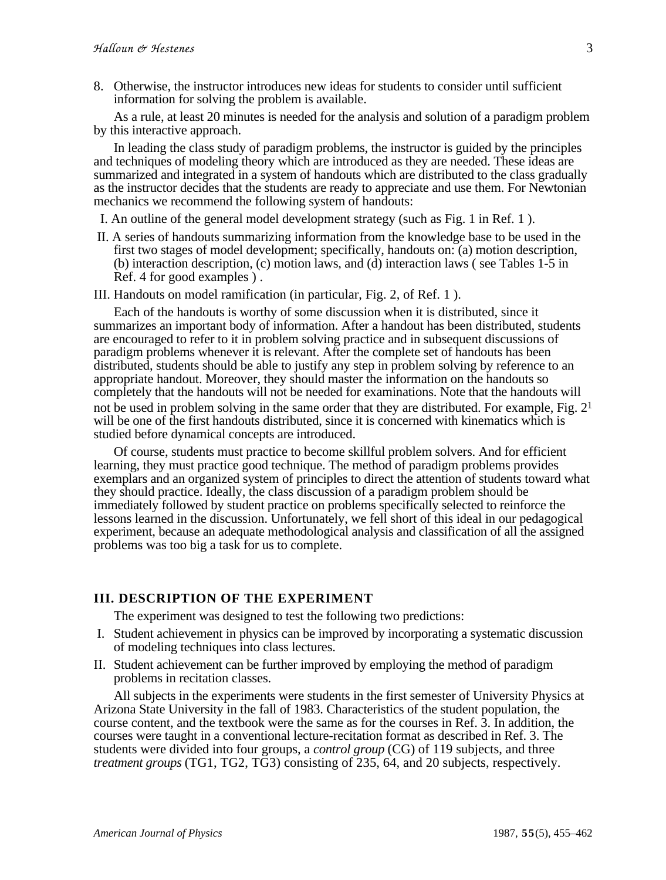8. Otherwise, the instructor introduces new ideas for students to consider until sufficient information for solving the problem is available.

As a rule, at least 20 minutes is needed for the analysis and solution of a paradigm problem by this interactive approach.

In leading the class study of paradigm problems, the instructor is guided by the principles and techniques of modeling theory which are introduced as they are needed. These ideas are summarized and integrated in a system of handouts which are distributed to the class gradually as the instructor decides that the students are ready to appreciate and use them. For Newtonian mechanics we recommend the following system of handouts:

I. An outline of the general model development strategy (such as Fig. 1 in Ref. 1 ).

II. A series of handouts summarizing information from the knowledge base to be used in the first two stages of model development; specifically, handouts on: (a) motion description, (b) interaction description, (c) motion laws, and (d) interaction laws ( see Tables 1-5 in Ref. 4 for good examples ) .

III. Handouts on model ramification (in particular, Fig. 2, of Ref. 1 ).

Each of the handouts is worthy of some discussion when it is distributed, since it summarizes an important body of information. After a handout has been distributed, students are encouraged to refer to it in problem solving practice and in subsequent discussions of paradigm problems whenever it is relevant. After the complete set of handouts has been distributed, students should be able to justify any step in problem solving by reference to an appropriate handout. Moreover, they should master the information on the handouts so completely that the handouts will not be needed for examinations. Note that the handouts will not be used in problem solving in the same order that they are distributed. For example, Fig. 2[1] will be one of the first handouts distributed, since it is concerned with kinematics which is studied before dynamical concepts are introduced.

Of course, students must practice to become skillful problem solvers. And for efficient learning, they must practice good technique. The method of paradigm problems provides exemplars and an organized system of principles to direct the attention of students toward what they should practice. Ideally, the class discussion of a paradigm problem should be immediately followed by student practice on problems specifically selected to reinforce the lessons learned in the discussion. Unfortunately, we fell short of this ideal in our pedagogical experiment, because an adequate methodological analysis and classification of all the assigned problems was too big a task for us to complete.

## III. DESCRIPTION OF THE EXPERIMENT

The experiment was designed to test the following two predictions:

I. Student achievement in physics can be improved by incorporating a systematic discussion of modeling techniques into class lectures.

II. Student achievement can be further improved by employing the method of paradigm problems in recitation classes.

All subjects in the experiments were students in the first semester of University Physics at Arizona State University in the fall of 1983. Characteristics of the student population, the course content, and the textbook were the same as for the courses in Ref. 3. In addition, the courses were taught in a conventional lecture-recitation format as described in Ref. 3. The students were divided into four groups, a *control group* (CG) of 119 subjects, and three *treatment groups* (TG1, TG2, TG3) consisting of 235, 64, and 20 subjects, respectively.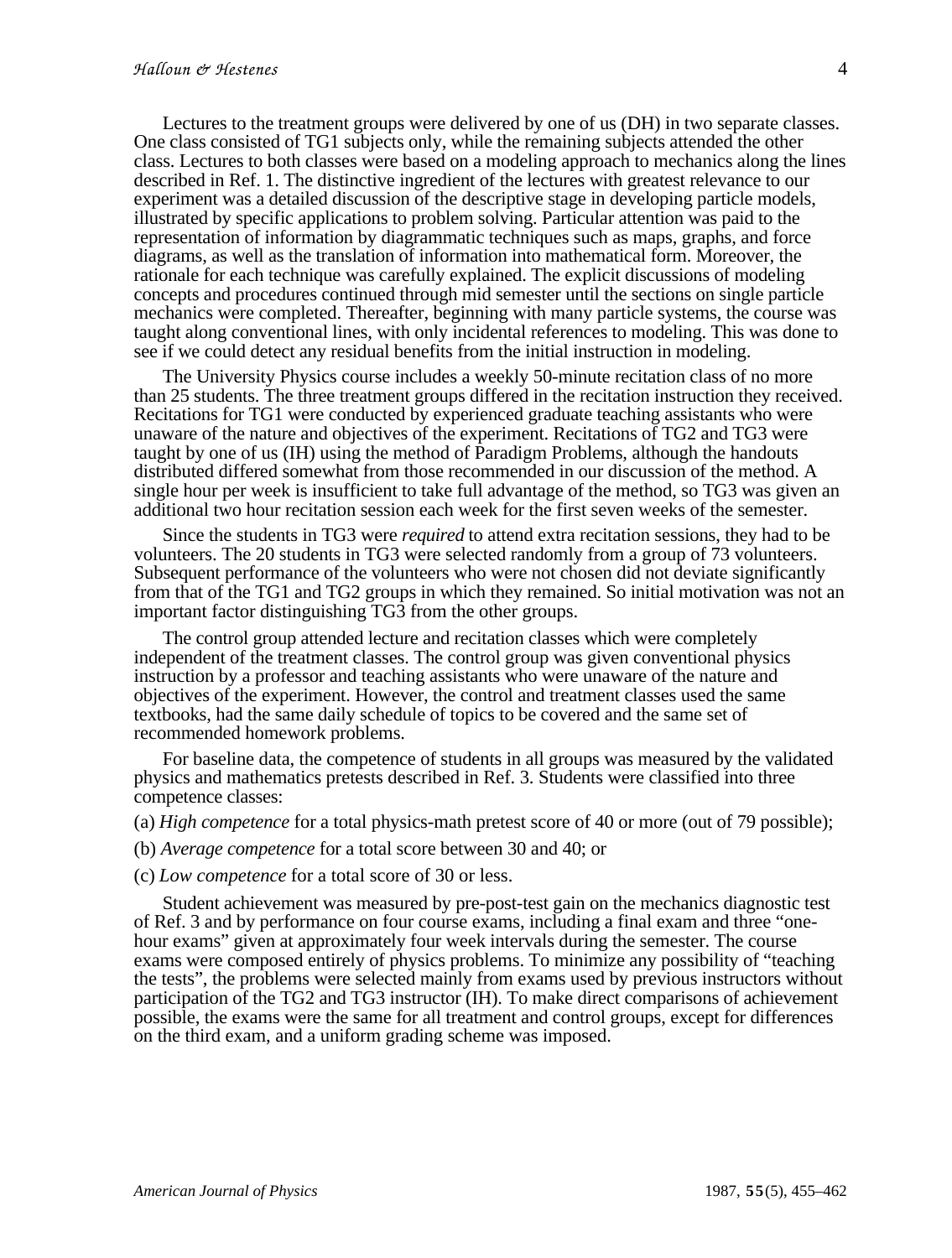Lectures to the treatment groups were delivered by one of us (DH) in two separate classes. One class consisted of TG1 subjects only, while the remaining subjects attended the other class. Lectures to both classes were based on a modeling approach to mechanics along the lines described in Ref. 1. The distinctive ingredient of the lectures with greatest relevance to our experiment was a detailed discussion of the descriptive stage in developing particle models, illustrated by specific applications to problem solving. Particular attention was paid to the representation of information by diagrammatic techniques such as maps, graphs, and force diagrams, as well as the translation of information into mathematical form. Moreover, the rationale for each technique was carefully explained. The explicit discussions of modeling concepts and procedures continued through mid semester until the sections on single particle mechanics were completed. Thereafter, beginning with many particle systems, the course was taught along conventional lines, with only incidental references to modeling. This was done to see if we could detect any residual benefits from the initial instruction in modeling.

The University Physics course includes a weekly 50-minute recitation class of no more than 25 students. The three treatment groups differed in the recitation instruction they received. Recitations for TG1 were conducted by experienced graduate teaching assistants who were unaware of the nature and objectives of the experiment. Recitations of TG2 and TG3 were taught by one of us (IH) using the method of Paradigm Problems, although the handouts distributed differed somewhat from those recommended in our discussion of the method. A single hour per week is insufficient to take full advantage of the method, so TG3 was given an additional two hour recitation session each week for the first seven weeks of the semester.

Since the students in TG3 were *required* to attend extra recitation sessions, they had to be volunteers. The 20 students in TG3 were selected randomly from a group of 73 volunteers. Subsequent performance of the volunteers who were not chosen did not deviate significantly from that of the TG1 and TG2 groups in which they remained. So initial motivation was not an important factor distinguishing TG3 from the other groups.

The control group attended lecture and recitation classes which were completely independent of the treatment classes. The control group was given conventional physics instruction by a professor and teaching assistants who were unaware of the nature and objectives of the experiment. However, the control and treatment classes used the same textbooks, had the same daily schedule of topics to be covered and the same set of recommended homework problems.

For baseline data, the competence of students in all groups was measured by the validated physics and mathematics pretests described in Ref. 3. Students were classified into three competence classes:

(a) *High competence* for a total physics-math pretest score of 40 or more (out of 79 possible);

(b) *Average competence* for a total score between 30 and 40; or

(c) *Low competence* for a total score of 30 or less.

Student achievement was measured by pre-post-test gain on the mechanics diagnostic test of Ref. 3 and by performance on four course exams, including a final exam and three "one-hour exams" given at approximately four week intervals during the semester. The course exams were composed entirely of physics problems. To minimize any possibility of "teaching the tests", the problems were selected mainly from exams used by previous instructors without participation of the TG2 and TG3 instructor (IH). To make direct comparisons of achievement possible, the exams were the same for all treatment and control groups, except for differences on the third exam, and a uniform grading scheme was imposed.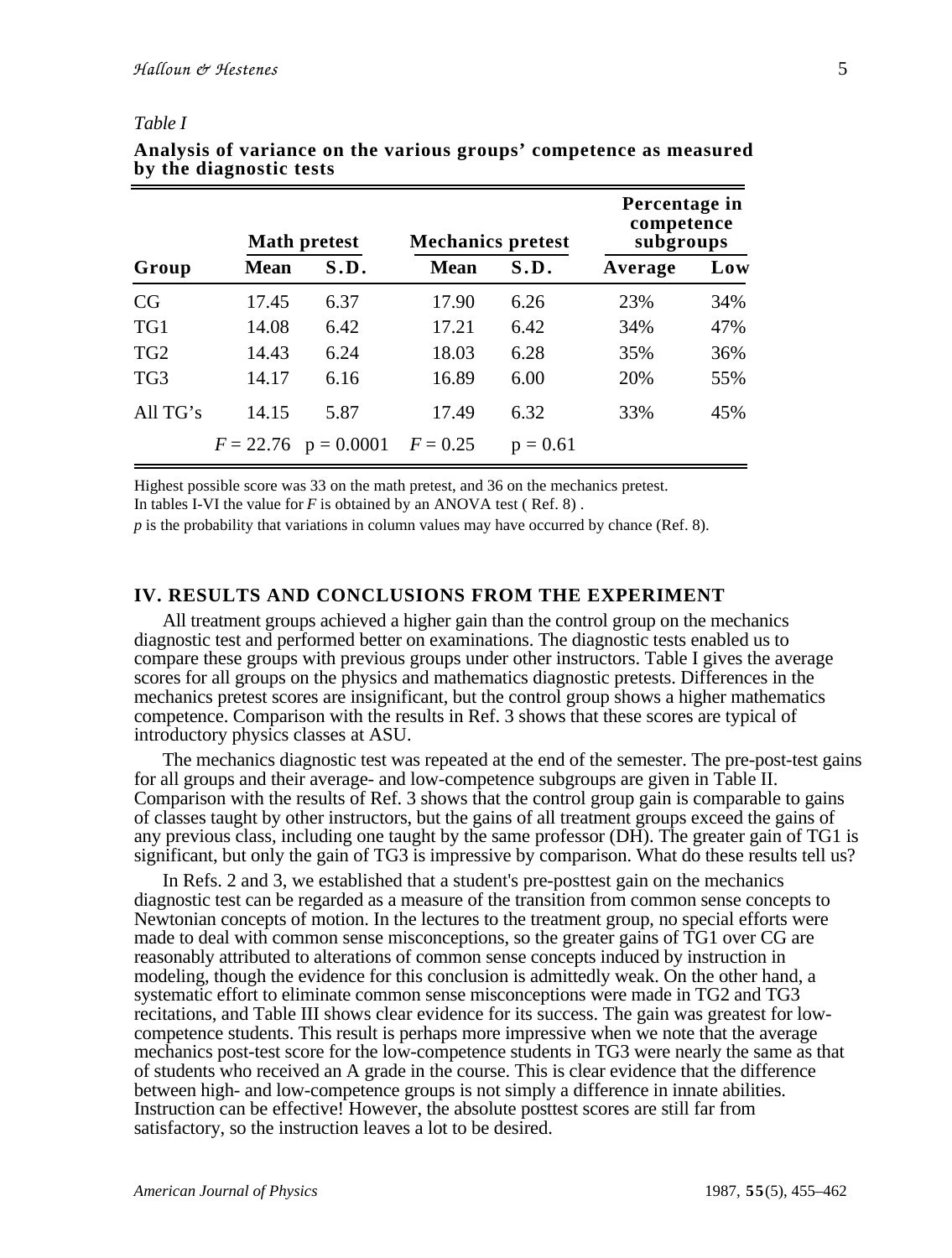*Table I*

**Analysis of variance on the various groups' competence as measured by the diagnostic tests**

| | Math pretest | | Mechanics pretest | | Percentage in competence subgroups | |
|---|---|---|---|---|---|---|
| **Group** | **Mean** | **S.D.** | **Mean** | **S.D.** | **Average** | **Low** |
| CG | 17.45 | 6.37 | 17.90 | 6.26 | 23% | 34% |
| TG1 | 14.08 | 6.42 | 17.21 | 6.42 | 34% | 47% |
| TG2 | 14.43 | 6.24 | 18.03 | 6.28 | 35% | 36% |
| TG3 | 14.17 | 6.16 | 16.89 | 6.00 | 20% | 55% |
| All TG's | 14.15 | 5.87 | 17.49 | 6.32 | 33% | 45% |
| | $F = 22.76$ | $p = 0.0001$ | $F = 0.25$ | $p = 0.61$ | | |

Highest possible score was 33 on the math pretest, and 36 on the mechanics pretest.
In tables I-VI the value for $F$ is obtained by an ANOVA test ( Ref. 8) .
$p$ is the probability that variations in column values may have occurred by chance (Ref. 8).

## IV. RESULTS AND CONCLUSIONS FROM THE EXPERIMENT

All treatment groups achieved a higher gain than the control group on the mechanics diagnostic test and performed better on examinations. The diagnostic tests enabled us to compare these groups with previous groups under other instructors. Table I gives the average scores for all groups on the physics and mathematics diagnostic pretests. Differences in the mechanics pretest scores are insignificant, but the control group shows a higher mathematics competence. Comparison with the results in Ref. 3 shows that these scores are typical of introductory physics classes at ASU.

The mechanics diagnostic test was repeated at the end of the semester. The pre-post-test gains for all groups and their average- and low-competence subgroups are given in Table II. Comparison with the results of Ref. 3 shows that the control group gain is comparable to gains of classes taught by other instructors, but the gains of all treatment groups exceed the gains of any previous class, including one taught by the same professor (DH). The greater gain of TG1 is significant, but only the gain of TG3 is impressive by comparison. What do these results tell us?

In Refs. 2 and 3, we established that a student's pre-posttest gain on the mechanics diagnostic test can be regarded as a measure of the transition from common sense concepts to Newtonian concepts of motion. In the lectures to the treatment group, no special efforts were made to deal with common sense misconceptions, so the greater gains of TG1 over CG are reasonably attributed to alterations of common sense concepts induced by instruction in modeling, though the evidence for this conclusion is admittedly weak. On the other hand, a systematic effort to eliminate common sense misconceptions were made in TG2 and TG3 recitations, and Table III shows clear evidence for its success. The gain was greatest for low-competence students. This result is perhaps more impressive when we note that the average mechanics post-test score for the low-competence students in TG3 were nearly the same as that of students who received an A grade in the course. This is clear evidence that the difference between high- and low-competence groups is not simply a difference in innate abilities. Instruction can be effective! However, the absolute posttest scores are still far from satisfactory, so the instruction leaves a lot to be desired.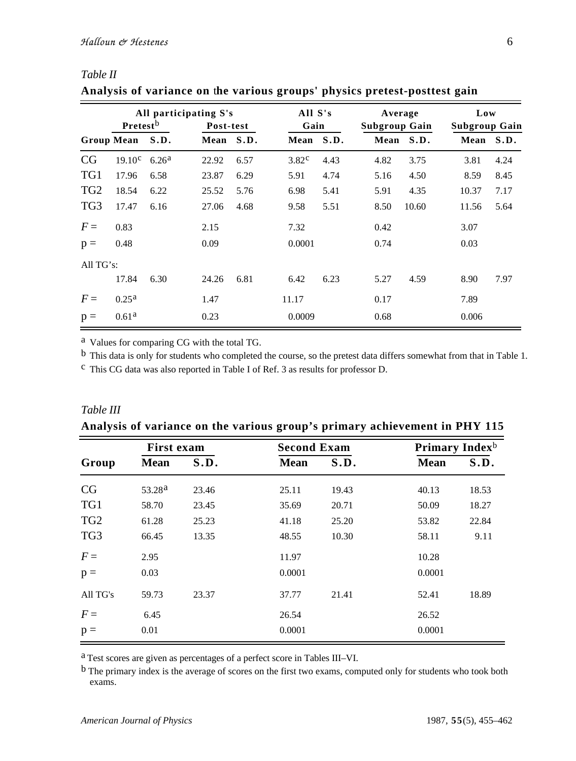*Table II*

**Analysis of variance on the various groups' physics pretest-posttest gain**

| | All participating S's | | | | All S's | | Average | | Low | |
|---|---|---|---|---|---|---|---|---|---|---|
| | Pretest[b] | | Post-test | | Gain | | Subgroup Gain | | Subgroup Gain | |
| **Group** | **Mean** | **S.D.** | **Mean** | **S.D.** | **Mean** | **S.D.** | **Mean** | **S.D.** | **Mean** | **S.D.** |
| CG | 19.10[c] | 6.26[a] | 22.92 | 6.57 | 3.82[c] | 4.43 | 4.82 | 3.75 | 3.81 | 4.24 |
| TG1 | 17.96 | 6.58 | 23.87 | 6.29 | 5.91 | 4.74 | 5.16 | 4.50 | 8.59 | 8.45 |
| TG2 | 18.54 | 6.22 | 25.52 | 5.76 | 6.98 | 5.41 | 5.91 | 4.35 | 10.37 | 7.17 |
| TG3 | 17.47 | 6.16 | 27.06 | 4.68 | 9.58 | 5.51 | 8.50 | 10.60 | 11.56 | 5.64 |
| $F =$ | 0.83 | | 2.15 | | 7.32 | | 0.42 | | 3.07 | |
| $p =$ | 0.48 | | 0.09 | | 0.0001 | | 0.74 | | 0.03 | |
| All TG's: | | | | | | | | | | |
| | 17.84 | 6.30 | 24.26 | 6.81 | 6.42 | 6.23 | 5.27 | 4.59 | 8.90 | 7.97 |
| $F =$ | 0.25[a] | | 1.47 | | 11.17 | | 0.17 | | 7.89 | |
| $p =$ | 0.61[a] | | 0.23 | | 0.0009 | | 0.68 | | 0.006 | |

[a] Values for comparing CG with the total TG.

[b] This data is only for students who completed the course, so the pretest data differs somewhat from that in Table 1.

[c] This CG data was also reported in Table I of Ref. 3 as results for professor D.

*Table III*

**Analysis of variance on the various group's primary achievement in PHY 115**

| | First exam | | Second Exam | | Primary Index[b] | |
|---|---|---|---|---|---|---|
| **Group** | **Mean** | **S.D.** | **Mean** | **S.D.** | **Mean** | **S.D.** |
| CG | 53.28[a] | 23.46 | 25.11 | 19.43 | 40.13 | 18.53 |
| TG1 | 58.70 | 23.45 | 35.69 | 20.71 | 50.09 | 18.27 |
| TG2 | 61.28 | 25.23 | 41.18 | 25.20 | 53.82 | 22.84 |
| TG3 | 66.45 | 13.35 | 48.55 | 10.30 | 58.11 | 9.11 |
| $F =$ | 2.95 | | 11.97 | | 10.28 | |
| $p =$ | 0.03 | | 0.0001 | | 0.0001 | |
| All TG's | 59.73 | 23.37 | 37.77 | 21.41 | 52.41 | 18.89 |
| $F =$ | 6.45 | | 26.54 | | 26.52 | |
| $p =$ | 0.01 | | 0.0001 | | 0.0001 | |

[a] Test scores are given as percentages of a perfect score in Tables III–VI.

[b] The primary index is the average of scores on the first two exams, computed only for students who took both exams.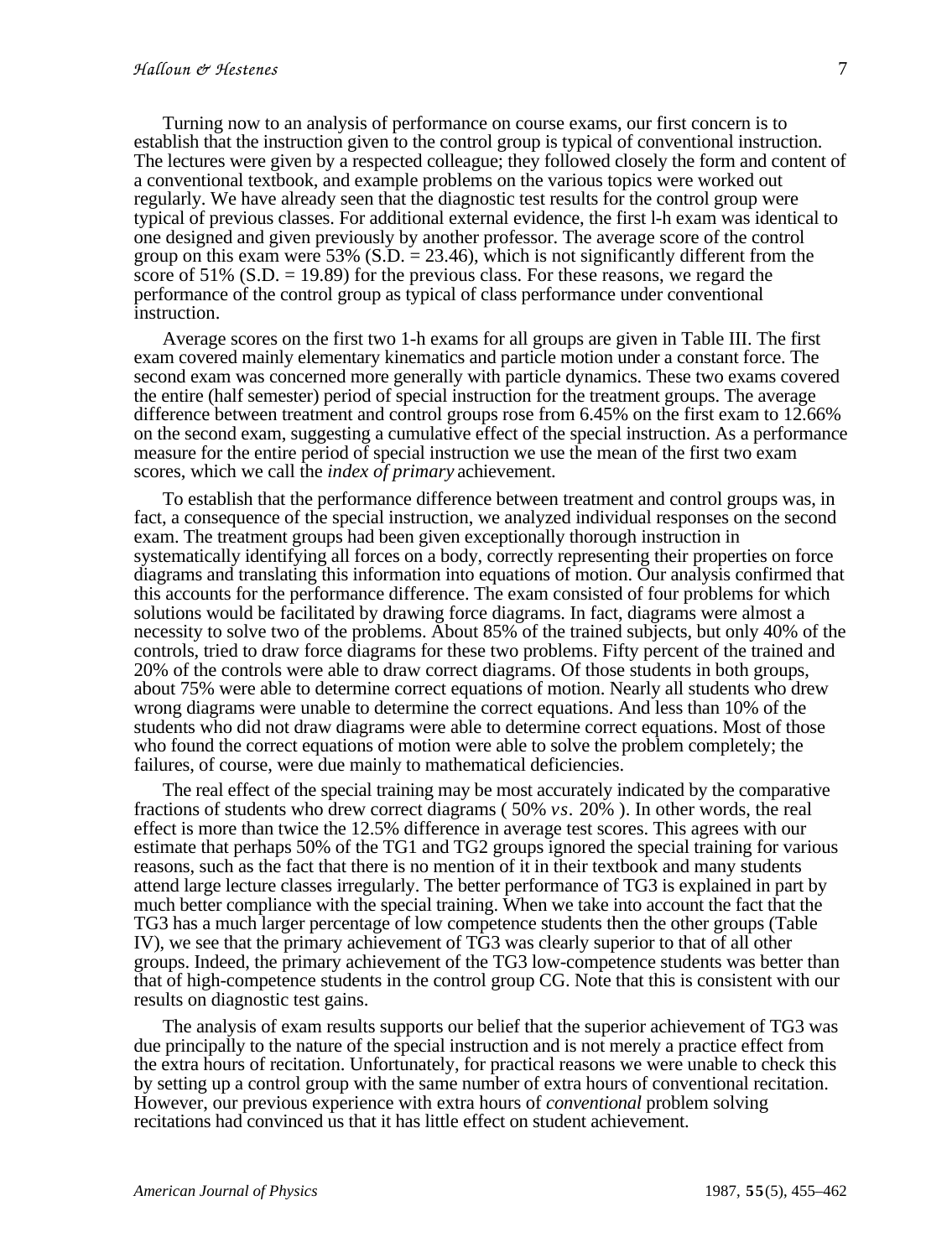Turning now to an analysis of performance on course exams, our first concern is to establish that the instruction given to the control group is typical of conventional instruction. The lectures were given by a respected colleague; they followed closely the form and content of a conventional textbook, and example problems on the various topics were worked out regularly. We have already seen that the diagnostic test results for the control group were typical of previous classes. For additional external evidence, the first l-h exam was identical to one designed and given previously by another professor. The average score of the control group on this exam were 53% (S.D. = 23.46), which is not significantly different from the score of 51% (S.D. = 19.89) for the previous class. For these reasons, we regard the performance of the control group as typical of class performance under conventional instruction.

Average scores on the first two 1-h exams for all groups are given in Table III. The first exam covered mainly elementary kinematics and particle motion under a constant force. The second exam was concerned more generally with particle dynamics. These two exams covered the entire (half semester) period of special instruction for the treatment groups. The average difference between treatment and control groups rose from 6.45% on the first exam to 12.66% on the second exam, suggesting a cumulative effect of the special instruction. As a performance measure for the entire period of special instruction we use the mean of the first two exam scores, which we call the *index of primary* achievement.

To establish that the performance difference between treatment and control groups was, in fact, a consequence of the special instruction, we analyzed individual responses on the second exam. The treatment groups had been given exceptionally thorough instruction in systematically identifying all forces on a body, correctly representing their properties on force diagrams and translating this information into equations of motion. Our analysis confirmed that this accounts for the performance difference. The exam consisted of four problems for which solutions would be facilitated by drawing force diagrams. In fact, diagrams were almost a necessity to solve two of the problems. About 85% of the trained subjects, but only 40% of the controls, tried to draw force diagrams for these two problems. Fifty percent of the trained and 20% of the controls were able to draw correct diagrams. Of those students in both groups, about 75% were able to determine correct equations of motion. Nearly all students who drew wrong diagrams were unable to determine the correct equations. And less than 10% of the students who did not draw diagrams were able to determine correct equations. Most of those who found the correct equations of motion were able to solve the problem completely; the failures, of course, were due mainly to mathematical deficiencies.

The real effect of the special training may be most accurately indicated by the comparative fractions of students who drew correct diagrams ( 50% *vs.* 20% ). In other words, the real effect is more than twice the 12.5% difference in average test scores. This agrees with our estimate that perhaps 50% of the TG1 and TG2 groups ignored the special training for various reasons, such as the fact that there is no mention of it in their textbook and many students attend large lecture classes irregularly. The better performance of TG3 is explained in part by much better compliance with the special training. When we take into account the fact that the TG3 has a much larger percentage of low competence students then the other groups (Table IV), we see that the primary achievement of TG3 was clearly superior to that of all other groups. Indeed, the primary achievement of the TG3 low-competence students was better than that of high-competence students in the control group CG. Note that this is consistent with our results on diagnostic test gains.

The analysis of exam results supports our belief that the superior achievement of TG3 was due principally to the nature of the special instruction and is not merely a practice effect from the extra hours of recitation. Unfortunately, for practical reasons we were unable to check this by setting up a control group with the same number of extra hours of conventional recitation. However, our previous experience with extra hours of *conventional* problem solving recitations had convinced us that it has little effect on student achievement.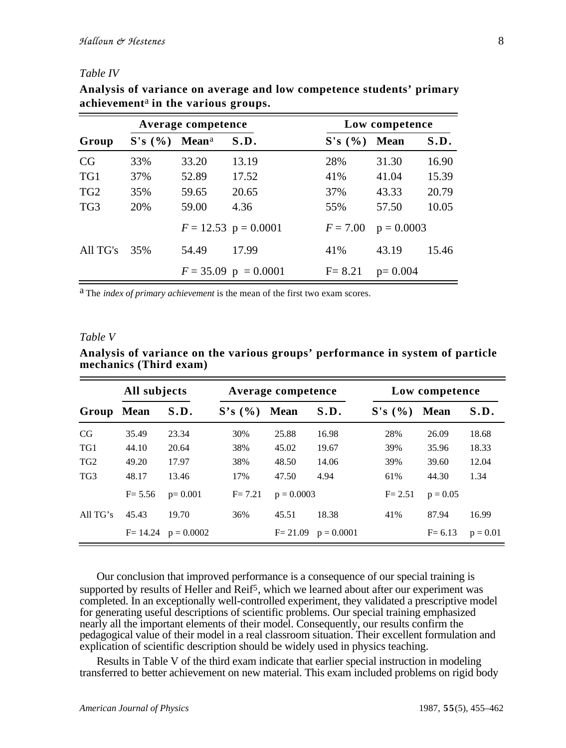*Table IV*

**Analysis of variance on average and low competence students' primary achievement[a] in the various groups.**

| | Average competence | | | Low competence | | |
|---|---|---|---|---|---|---|
| **Group** | **S's (%)** | **Mean[a]** | **S.D.** | **S's (%)** | **Mean** | **S.D.** |
| CG | 33% | 33.20 | 13.19 | 28% | 31.30 | 16.90 |
| TG1 | 37% | 52.89 | 17.52 | 41% | 41.04 | 15.39 |
| TG2 | 35% | 59.65 | 20.65 | 37% | 43.33 | 20.79 |
| TG3 | 20% | 59.00 | 4.36 | 55% | 57.50 | 10.05 |
| | | $F = 12.53$ | $p = 0.0001$ | $F = 7.00$ | $p = 0.0003$ | |
| All TG's | 35% | 54.49 | 17.99 | 41% | 43.19 | 15.46 |
| | | $F = 35.09$ | $p = 0.0001$ | $F = 8.21$ | $p = 0.004$ | |

[a] The *index of primary achievement* is the mean of the first two exam scores.

*Table V*

**Analysis of variance on the various groups' performance in system of particle mechanics (Third exam)**

| | All subjects | | Average competence | | | Low competence | | |
|---|---|---|---|---|---|---|---|---|
| **Group** | **Mean** | **S.D.** | **S's (%)** | **Mean** | **S.D.** | **S's (%)** | **Mean** | **S.D.** |
| CG | 35.49 | 23.34 | 30% | 25.88 | 16.98 | 28% | 26.09 | 18.68 |
| TG1 | 44.10 | 20.64 | 38% | 45.02 | 19.67 | 39% | 35.96 | 18.33 |
| TG2 | 49.20 | 17.97 | 38% | 48.50 | 14.06 | 39% | 39.60 | 12.04 |
| TG3 | 48.17 | 13.46 | 17% | 47.50 | 4.94 | 61% | 44.30 | 1.34 |
| | $F = 5.56$ | $p = 0.001$ | $F = 7.21$ | $p = 0.0003$ | | $F = 2.51$ | $p = 0.05$ | |
| All TG's | 45.43 | 19.70 | 36% | 45.51 | 18.38 | 41% | 87.94 | 16.99 |
| | $F = 14.24$ | $p = 0.0002$ | | $F = 21.09$ | $p = 0.0001$ | | $F = 6.13$ | $p = 0.01$ |

Our conclusion that improved performance is a consequence of our special training is supported by results of Heller and Reif[5], which we learned about after our experiment was completed. In an exceptionally well-controlled experiment, they validated a prescriptive model for generating useful descriptions of scientific problems. Our special training emphasized nearly all the important elements of their model. Consequently, our results confirm the pedagogical value of their model in a real classroom situation. Their excellent formulation and explication of scientific description should be widely used in physics teaching.

Results in Table V of the third exam indicate that earlier special instruction in modeling transferred to better achievement on new material. This exam included problems on rigid body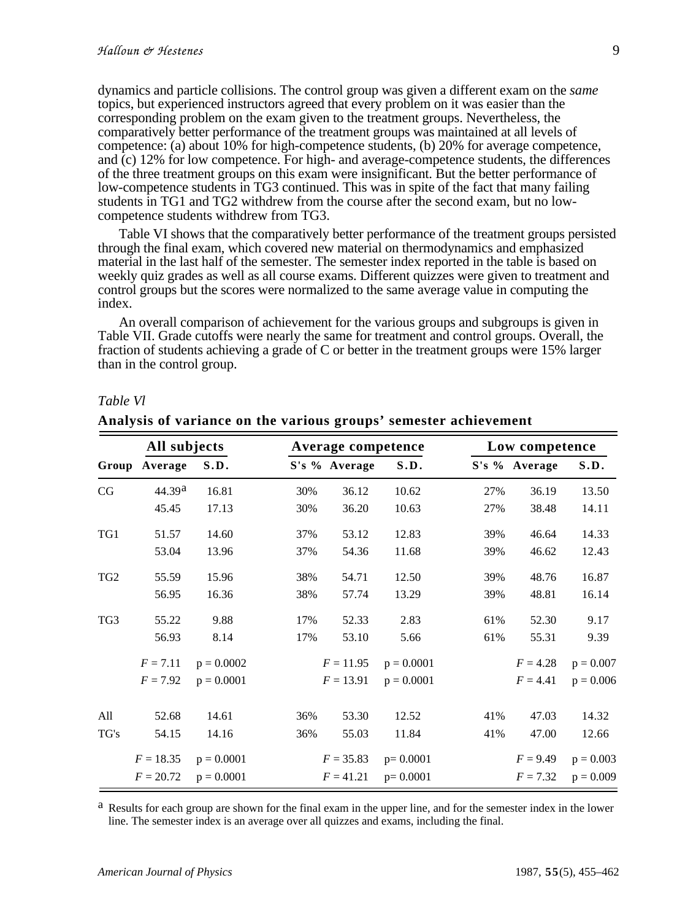dynamics and particle collisions. The control group was given a different exam on the *same* topics, but experienced instructors agreed that every problem on it was easier than the corresponding problem on the exam given to the treatment groups. Nevertheless, the comparatively better performance of the treatment groups was maintained at all levels of competence: (a) about 10% for high-competence students, (b) 20% for average competence, and (c) 12% for low competence. For high- and average-competence students, the differences of the three treatment groups on this exam were insignificant. But the better performance of low-competence students in TG3 continued. This was in spite of the fact that many failing students in TG1 and TG2 withdrew from the course after the second exam, but no low-competence students withdrew from TG3.

Table VI shows that the comparatively better performance of the treatment groups persisted through the final exam, which covered new material on thermodynamics and emphasized material in the last half of the semester. The semester index reported in the table is based on weekly quiz grades as well as all course exams. Different quizzes were given to treatment and control groups but the scores were normalized to the same average value in computing the index.

An overall comparison of achievement for the various groups and subgroups is given in Table VII. Grade cutoffs were nearly the same for treatment and control groups. Overall, the fraction of students achieving a grade of C or better in the treatment groups were 15% larger than in the control group.

*Table VI*

**Analysis of variance on the various groups' semester achievement**

| | All subjects | | Average competence | | | Low competence | | |
|---|---|---|---|---|---|---|---|---|
| **Group** | **Average** | **S.D.** | **S's %** | **Average** | **S.D.** | **S's %** | **Average** | **S.D.** |
| CG | 44.39[a] | 16.81 | 30% | 36.12 | 10.62 | 27% | 36.19 | 13.50 |
| | 45.45 | 17.13 | 30% | 36.20 | 10.63 | 27% | 38.48 | 14.11 |
| TG1 | 51.57 | 14.60 | 37% | 53.12 | 12.83 | 39% | 46.64 | 14.33 |
| | 53.04 | 13.96 | 37% | 54.36 | 11.68 | 39% | 46.62 | 12.43 |
| TG2 | 55.59 | 15.96 | 38% | 54.71 | 12.50 | 39% | 48.76 | 16.87 |
| | 56.95 | 16.36 | 38% | 57.74 | 13.29 | 39% | 48.81 | 16.14 |
| TG3 | 55.22 | 9.88 | 17% | 52.33 | 2.83 | 61% | 52.30 | 9.17 |
| | 56.93 | 8.14 | 17% | 53.10 | 5.66 | 61% | 55.31 | 9.39 |
| | $F = 7.11$ | $p = 0.0002$ | | $F = 11.95$ | $p = 0.0001$ | | $F = 4.28$ | $p = 0.007$ |
| | $F = 7.92$ | $p = 0.0001$ | | $F = 13.91$ | $p = 0.0001$ | | $F = 4.41$ | $p = 0.006$ |
| All | 52.68 | 14.61 | 36% | 53.30 | 12.52 | 41% | 47.03 | 14.32 |
| TG's | 54.15 | 14.16 | 36% | 55.03 | 11.84 | 41% | 47.00 | 12.66 |
| | $F = 18.35$ | $p = 0.0001$ | | $F = 35.83$ | $p = 0.0001$ | | $F = 9.49$ | $p = 0.003$ |
| | $F = 20.72$ | $p = 0.0001$ | | $F = 41.21$ | $p = 0.0001$ | | $F = 7.32$ | $p = 0.009$ |

[a] Results for each group are shown for the final exam in the upper line, and for the semester index in the lower line. The semester index is an average over all quizzes and exams, including the final.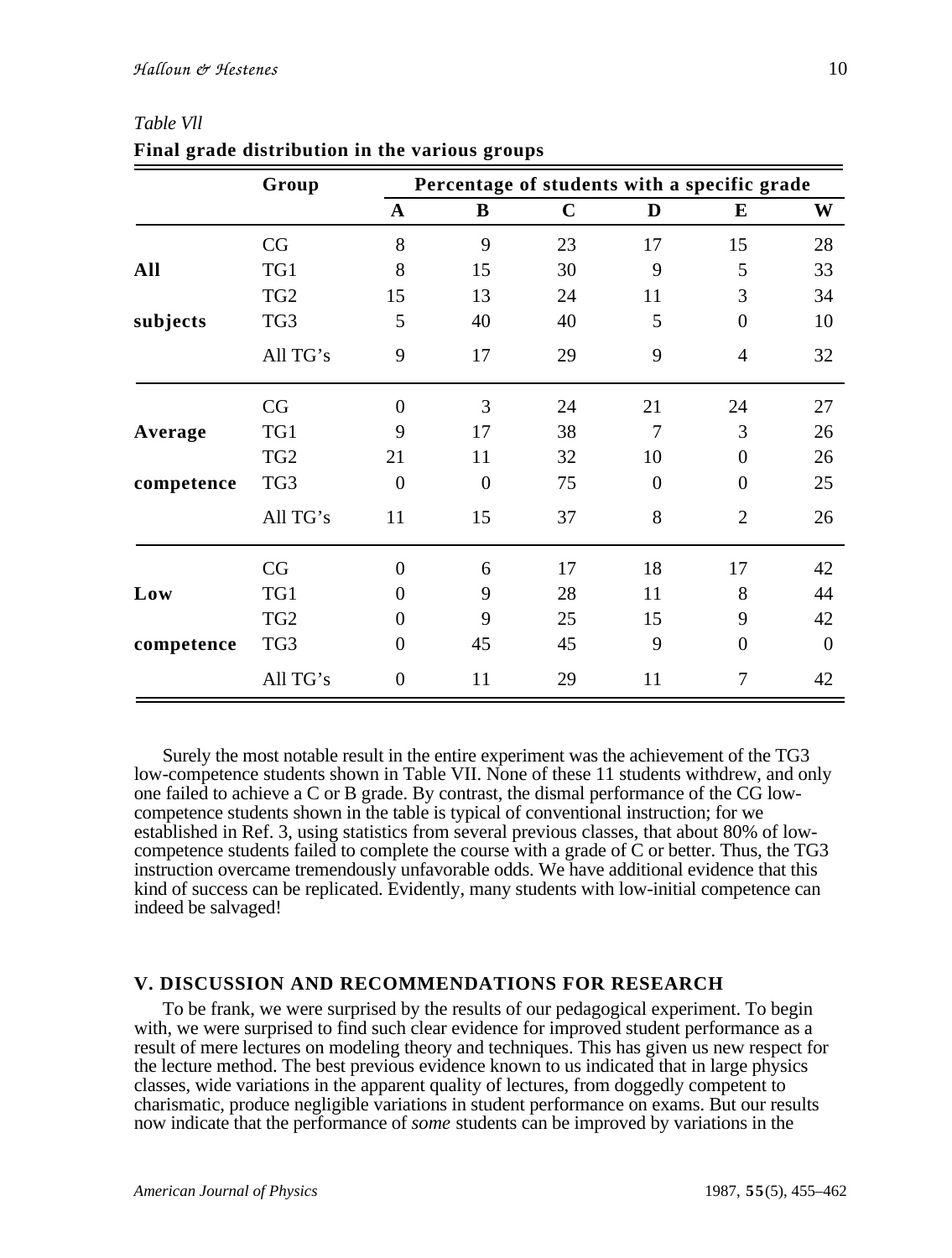*Table Vll*

**Final grade distribution in the various groups**

| | Group | Percentage of students with a specific grade | | | | | |
|---|---|---|---|---|---|---|---|
| | | **A** | **B** | **C** | **D** | **E** | **W** |
| **All subjects** | CG | 8 | 9 | 23 | 17 | 15 | 28 |
| | TG1 | 8 | 15 | 30 | 9 | 5 | 33 |
| | TG2 | 15 | 13 | 24 | 11 | 3 | 34 |
| | TG3 | 5 | 40 | 40 | 5 | 0 | 10 |
| | All TG's | 9 | 17 | 29 | 9 | 4 | 32 |
| **Average competence** | CG | 0 | 3 | 24 | 21 | 24 | 27 |
| | TG1 | 9 | 17 | 38 | 7 | 3 | 26 |
| | TG2 | 21 | 11 | 32 | 10 | 0 | 26 |
| | TG3 | 0 | 0 | 75 | 0 | 0 | 25 |
| | All TG's | 11 | 15 | 37 | 8 | 2 | 26 |
| **Low competence** | CG | 0 | 6 | 17 | 18 | 17 | 42 |
| | TG1 | 0 | 9 | 28 | 11 | 8 | 44 |
| | TG2 | 0 | 9 | 25 | 15 | 9 | 42 |
| | TG3 | 0 | 45 | 45 | 9 | 0 | 0 |
| | All TG's | 0 | 11 | 29 | 11 | 7 | 42 |

Surely the most notable result in the entire experiment was the achievement of the TG3 low-competence students shown in Table VII. None of these 11 students withdrew, and only one failed to achieve a C or B grade. By contrast, the dismal performance of the CG low-competence students shown in the table is typical of conventional instruction; for we established in Ref. 3, using statistics from several previous classes, that about 80% of low-competence students failed to complete the course with a grade of C or better. Thus, the TG3 instruction overcame tremendously unfavorable odds. We have additional evidence that this kind of success can be replicated. Evidently, many students with low-initial competence can indeed be salvaged!

## V. DISCUSSION AND RECOMMENDATIONS FOR RESEARCH

To be frank, we were surprised by the results of our pedagogical experiment. To begin with, we were surprised to find such clear evidence for improved student performance as a result of mere lectures on modeling theory and techniques. This has given us new respect for the lecture method. The best previous evidence known to us indicated that in large physics classes, wide variations in the apparent quality of lectures, from doggedly competent to charismatic, produce negligible variations in student performance on exams. But our results now indicate that the performance of *some* students can be improved by variations in the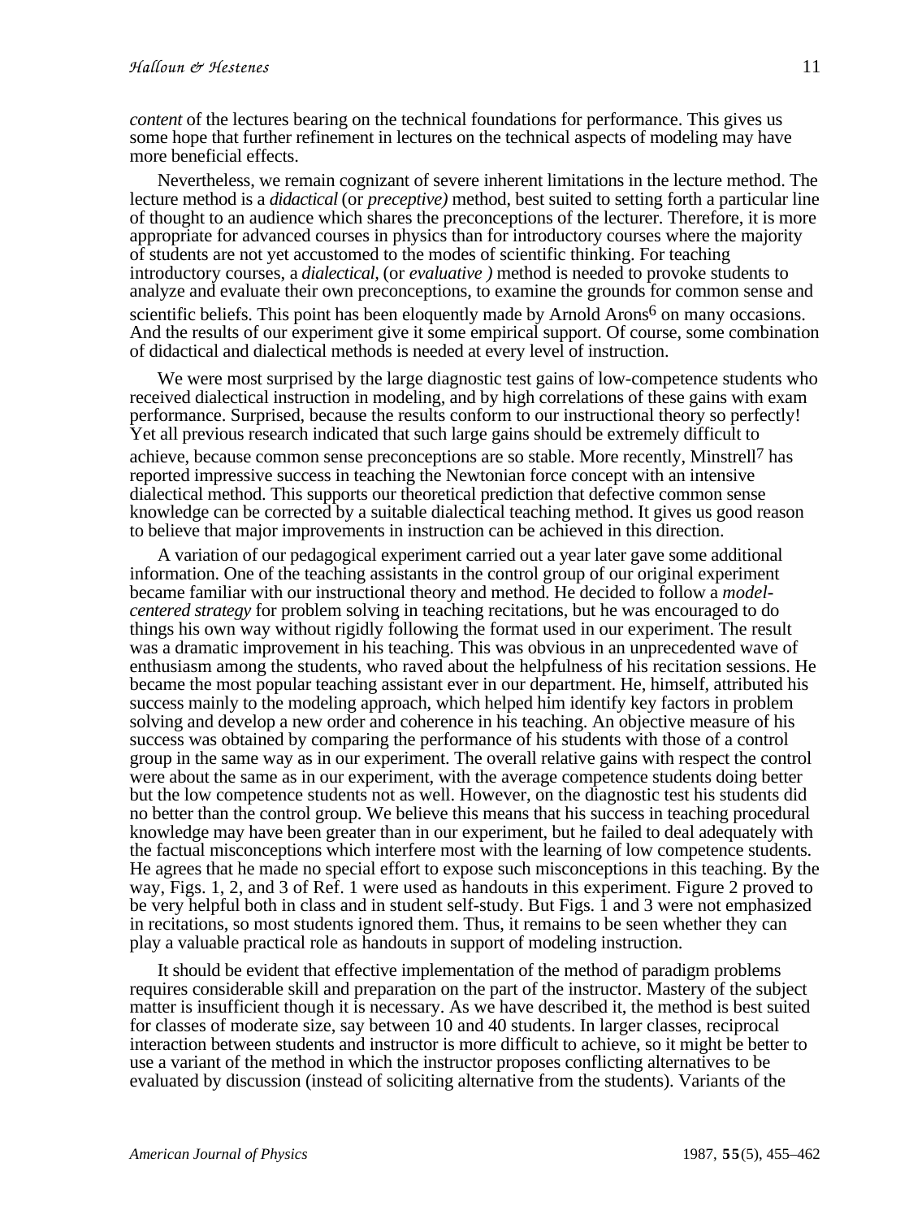*content* of the lectures bearing on the technical foundations for performance. This gives us some hope that further refinement in lectures on the technical aspects of modeling may have more beneficial effects.

Nevertheless, we remain cognizant of severe inherent limitations in the lecture method. The lecture method is a *didactical* (or *preceptive)* method, best suited to setting forth a particular line of thought to an audience which shares the preconceptions of the lecturer. Therefore, it is more appropriate for advanced courses in physics than for introductory courses where the majority of students are not yet accustomed to the modes of scientific thinking. For teaching introductory courses, a *dialectical,* (or *evaluative )* method is needed to provoke students to analyze and evaluate their own preconceptions, to examine the grounds for common sense and scientific beliefs. This point has been eloquently made by Arnold Arons[6] on many occasions. And the results of our experiment give it some empirical support. Of course, some combination of didactical and dialectical methods is needed at every level of instruction.

We were most surprised by the large diagnostic test gains of low-competence students who received dialectical instruction in modeling, and by high correlations of these gains with exam performance. Surprised, because the results conform to our instructional theory so perfectly! Yet all previous research indicated that such large gains should be extremely difficult to achieve, because common sense preconceptions are so stable. More recently, Minstrell[7] has reported impressive success in teaching the Newtonian force concept with an intensive dialectical method. This supports our theoretical prediction that defective common sense knowledge can be corrected by a suitable dialectical teaching method. It gives us good reason to believe that major improvements in instruction can be achieved in this direction.

A variation of our pedagogical experiment carried out a year later gave some additional information. One of the teaching assistants in the control group of our original experiment became familiar with our instructional theory and method. He decided to follow a *model-centered strategy* for problem solving in teaching recitations, but he was encouraged to do things his own way without rigidly following the format used in our experiment. The result was a dramatic improvement in his teaching. This was obvious in an unprecedented wave of enthusiasm among the students, who raved about the helpfulness of his recitation sessions. He became the most popular teaching assistant ever in our department. He, himself, attributed his success mainly to the modeling approach, which helped him identify key factors in problem solving and develop a new order and coherence in his teaching. An objective measure of his success was obtained by comparing the performance of his students with those of a control group in the same way as in our experiment. The overall relative gains with respect the control were about the same as in our experiment, with the average competence students doing better but the low competence students not as well. However, on the diagnostic test his students did no better than the control group. We believe this means that his success in teaching procedural knowledge may have been greater than in our experiment, but he failed to deal adequately with the factual misconceptions which interfere most with the learning of low competence students. He agrees that he made no special effort to expose such misconceptions in this teaching. By the way, Figs. 1, 2, and 3 of Ref. 1 were used as handouts in this experiment. Figure 2 proved to be very helpful both in class and in student self-study. But Figs. 1 and 3 were not emphasized in recitations, so most students ignored them. Thus, it remains to be seen whether they can play a valuable practical role as handouts in support of modeling instruction.

It should be evident that effective implementation of the method of paradigm problems requires considerable skill and preparation on the part of the instructor. Mastery of the subject matter is insufficient though it is necessary. As we have described it, the method is best suited for classes of moderate size, say between 10 and 40 students. In larger classes, reciprocal interaction between students and instructor is more difficult to achieve, so it might be better to use a variant of the method in which the instructor proposes conflicting alternatives to be evaluated by discussion (instead of soliciting alternative from the students). Variants of the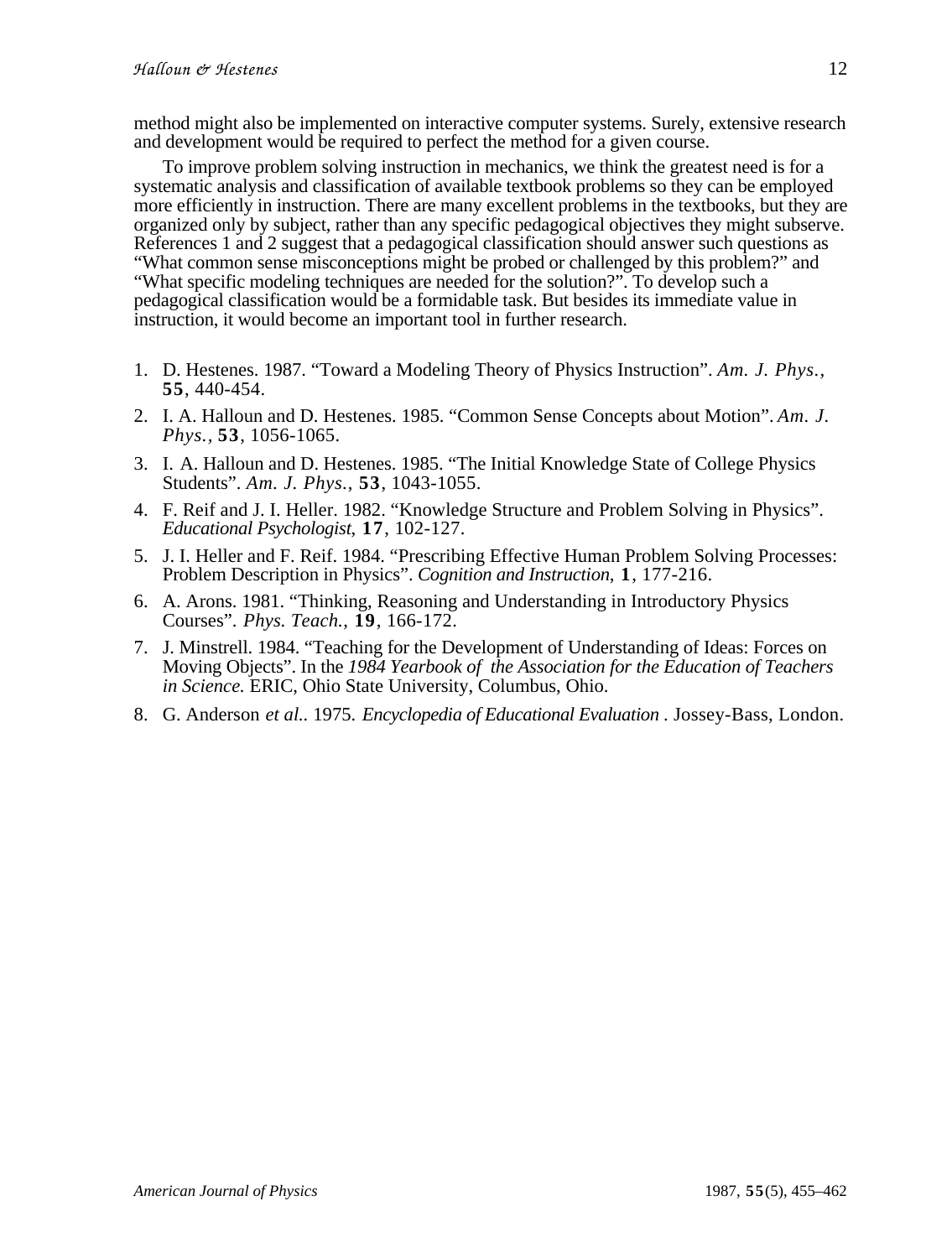method might also be implemented on interactive computer systems. Surely, extensive research and development would be required to perfect the method for a given course.

To improve problem solving instruction in mechanics, we think the greatest need is for a systematic analysis and classification of available textbook problems so they can be employed more efficiently in instruction. There are many excellent problems in the textbooks, but they are organized only by subject, rather than any specific pedagogical objectives they might subserve. References 1 and 2 suggest that a pedagogical classification should answer such questions as "What common sense misconceptions might be probed or challenged by this problem?" and "What specific modeling techniques are needed for the solution?". To develop such a pedagogical classification would be a formidable task. But besides its immediate value in instruction, it would become an important tool in further research.

1. D. Hestenes. 1987. "Toward a Modeling Theory of Physics Instruction". *Am. J. Phys.*, **55**, 440-454.
2. I. A. Halloun and D. Hestenes. 1985. "Common Sense Concepts about Motion". *Am. J. Phys.*, **53**, 1056-1065.
3. I. A. Halloun and D. Hestenes. 1985. "The Initial Knowledge State of College Physics Students". *Am. J. Phys.*, **53**, 1043-1055.
4. F. Reif and J. I. Heller. 1982. "Knowledge Structure and Problem Solving in Physics". *Educational Psychologist*, **17**, 102-127.
5. J. I. Heller and F. Reif. 1984. "Prescribing Effective Human Problem Solving Processes: Problem Description in Physics". *Cognition and Instruction*, **1**, 177-216.
6. A. Arons. 1981. "Thinking, Reasoning and Understanding in Introductory Physics Courses". *Phys. Teach.*, **19**, 166-172.
7. J. Minstrell. 1984. "Teaching for the Development of Understanding of Ideas: Forces on Moving Objects". In the *1984 Yearbook of the Association for the Education of Teachers in Science.* ERIC, Ohio State University, Columbus, Ohio.
8. G. Anderson *et al.*. 1975. *Encyclopedia of Educational Evaluation*. Jossey-Bass, London.